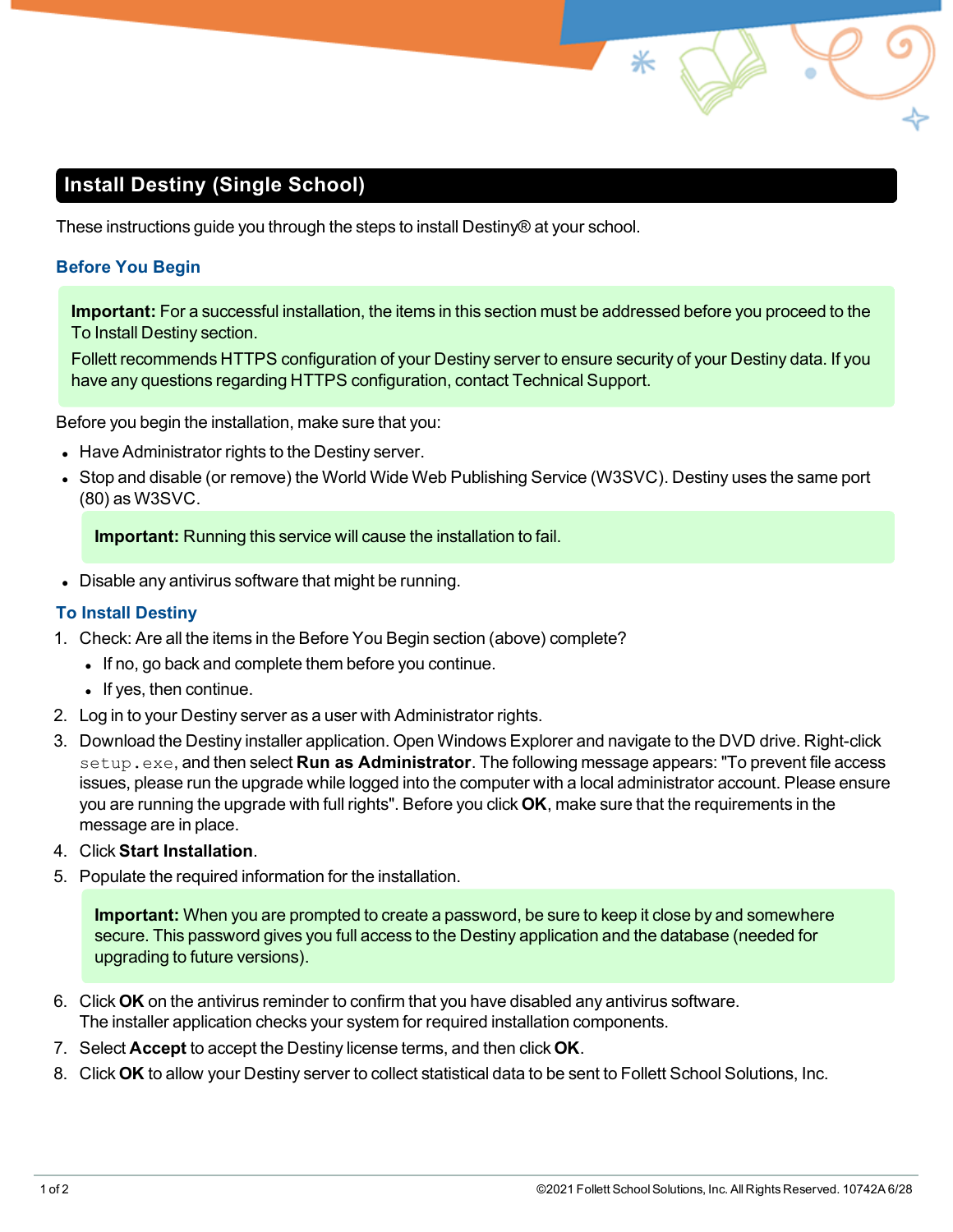# Install Destiny (Single School)

These instructions guide you through the steps to install Destiny® at your school.

## Before You Begin

> **Important:** For a successful installation, the items in this section must be addressed before you proceed to the To Install Destiny section.
>
> Follett recommends HTTPS configuration of your Destiny server to ensure security of your Destiny data. If you have any questions regarding HTTPS configuration, contact Technical Support.

Before you begin the installation, make sure that you:

- Have Administrator rights to the Destiny server.
- Stop and disable (or remove) the World Wide Web Publishing Service (W3SVC). Destiny uses the same port (80) as W3SVC.

  > **Important:** Running this service will cause the installation to fail.

- Disable any antivirus software that might be running.

## To Install Destiny

1. Check: Are all the items in the Before You Begin section (above) complete?
   - If no, go back and complete them before you continue.
   - If yes, then continue.
2. Log in to your Destiny server as a user with Administrator rights.
3. Download the Destiny installer application. Open Windows Explorer and navigate to the DVD drive. Right-click `setup.exe`, and then select **Run as Administrator**. The following message appears: "To prevent file access issues, please run the upgrade while logged into the computer with a local administrator account. Please ensure you are running the upgrade with full rights". Before you click **OK**, make sure that the requirements in the message are in place.
4. Click **Start Installation**.
5. Populate the required information for the installation.

   > **Important:** When you are prompted to create a password, be sure to keep it close by and somewhere secure. This password gives you full access to the Destiny application and the database (needed for upgrading to future versions).

6. Click **OK** on the antivirus reminder to confirm that you have disabled any antivirus software.
   The installer application checks your system for required installation components.
7. Select **Accept** to accept the Destiny license terms, and then click **OK**.
8. Click **OK** to allow your Destiny server to collect statistical data to be sent to Follett School Solutions, Inc.

©2021 Follett School Solutions, Inc. All Rights Reserved. 10742A 6/28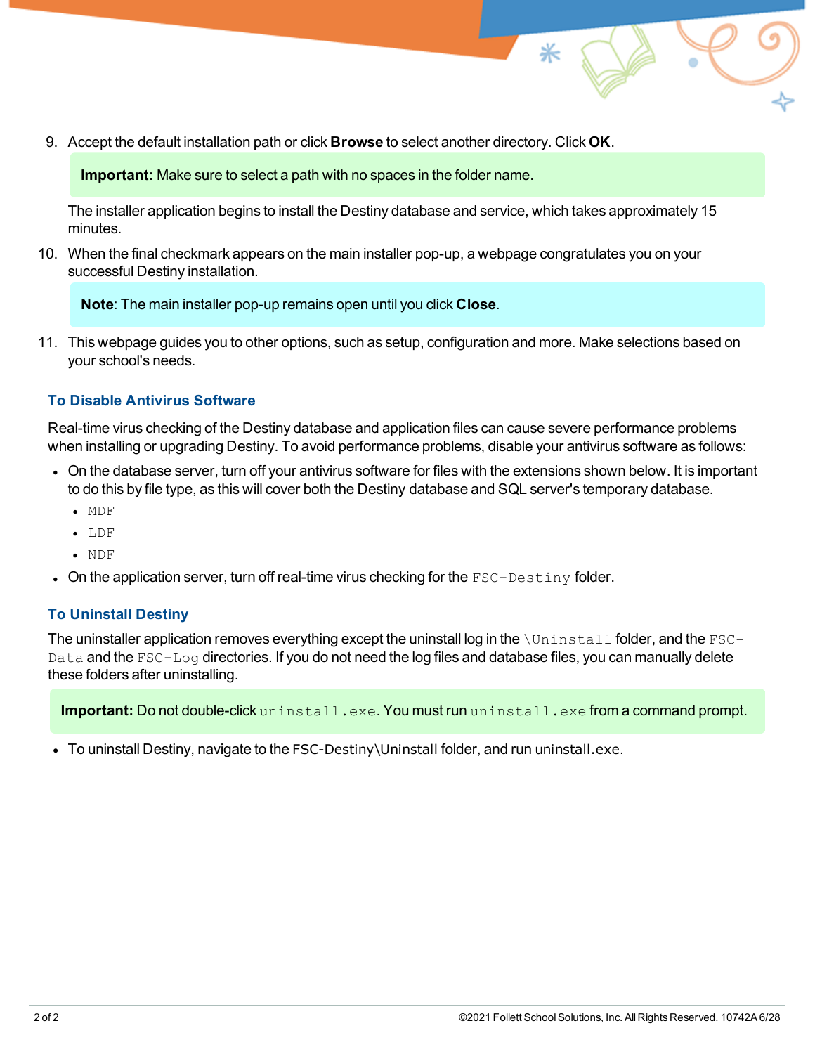9. Accept the default installation path or click **Browse** to select another directory. Click **OK**.

   > **Important:** Make sure to select a path with no spaces in the folder name.

   The installer application begins to install the Destiny database and service, which takes approximately 15 minutes.

10. When the final checkmark appears on the main installer pop-up, a webpage congratulates you on your successful Destiny installation.

    > **Note**: The main installer pop-up remains open until you click **Close**.

11. This webpage guides you to other options, such as setup, configuration and more. Make selections based on your school's needs.

### To Disable Antivirus Software

Real-time virus checking of the Destiny database and application files can cause severe performance problems when installing or upgrading Destiny. To avoid performance problems, disable your antivirus software as follows:

- On the database server, turn off your antivirus software for files with the extensions shown below. It is important to do this by file type, as this will cover both the Destiny database and SQL server's temporary database.
  - `MDF`
  - `LDF`
  - `NDF`
- On the application server, turn off real-time virus checking for the `FSC-Destiny` folder.

### To Uninstall Destiny

The uninstaller application removes everything except the uninstall log in the `\Uninstall` folder, and the `FSC-Data` and the `FSC-Log` directories. If you do not need the log files and database files, you can manually delete these folders after uninstalling.

> **Important:** Do not double-click `uninstall.exe`. You must run `uninstall.exe` from a command prompt.

- To uninstall Destiny, navigate to the `FSC-Destiny\Uninstall` folder, and run `uninstall.exe`.

©2021 Follett School Solutions, Inc. All Rights Reserved. 10742A 6/28